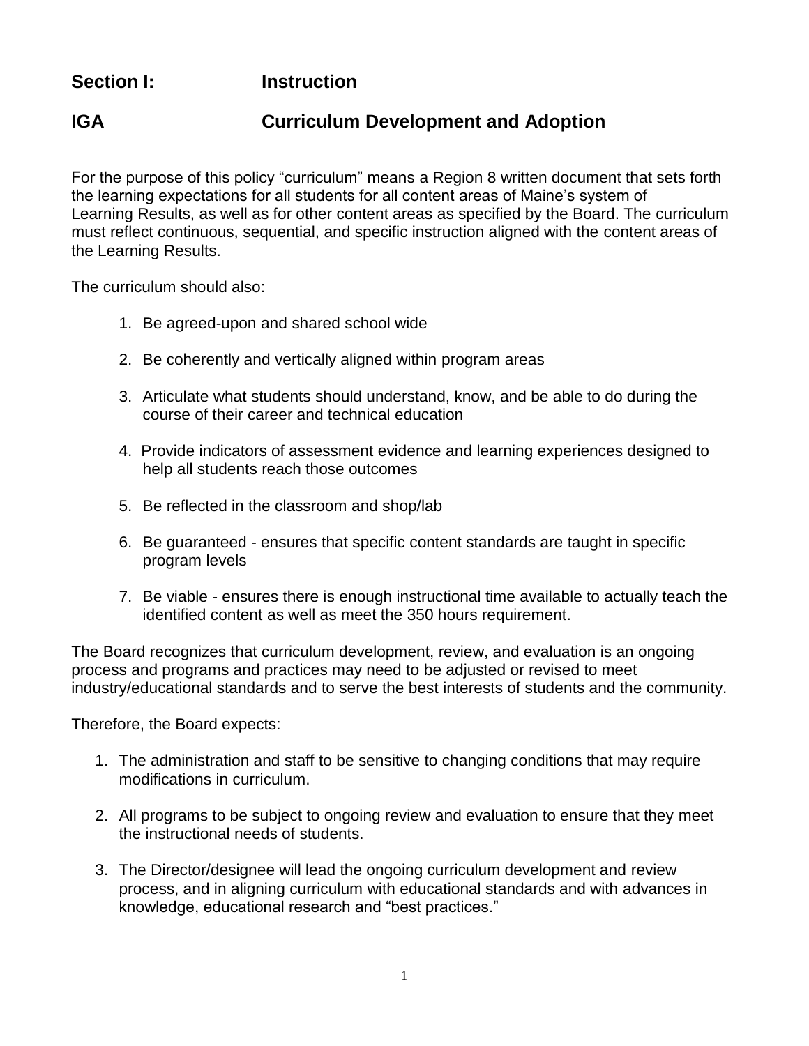## Section I: Instruction

## IGA Curriculum Development and Adoption

For the purpose of this policy "curriculum" means a Region 8 written document that sets forth the learning expectations for all students for all content areas of Maine's system of Learning Results, as well as for other content areas as specified by the Board. The curriculum must reflect continuous, sequential, and specific instruction aligned with the content areas of the Learning Results.

The curriculum should also:

1. Be agreed-upon and shared school wide
2. Be coherently and vertically aligned within program areas
3. Articulate what students should understand, know, and be able to do during the course of their career and technical education
4. Provide indicators of assessment evidence and learning experiences designed to help all students reach those outcomes
5. Be reflected in the classroom and shop/lab
6. Be guaranteed - ensures that specific content standards are taught in specific program levels
7. Be viable - ensures there is enough instructional time available to actually teach the identified content as well as meet the 350 hours requirement.

The Board recognizes that curriculum development, review, and evaluation is an ongoing process and programs and practices may need to be adjusted or revised to meet industry/educational standards and to serve the best interests of students and the community.

Therefore, the Board expects:

1. The administration and staff to be sensitive to changing conditions that may require modifications in curriculum.
2. All programs to be subject to ongoing review and evaluation to ensure that they meet the instructional needs of students.
3. The Director/designee will lead the ongoing curriculum development and review process, and in aligning curriculum with educational standards and with advances in knowledge, educational research and "best practices."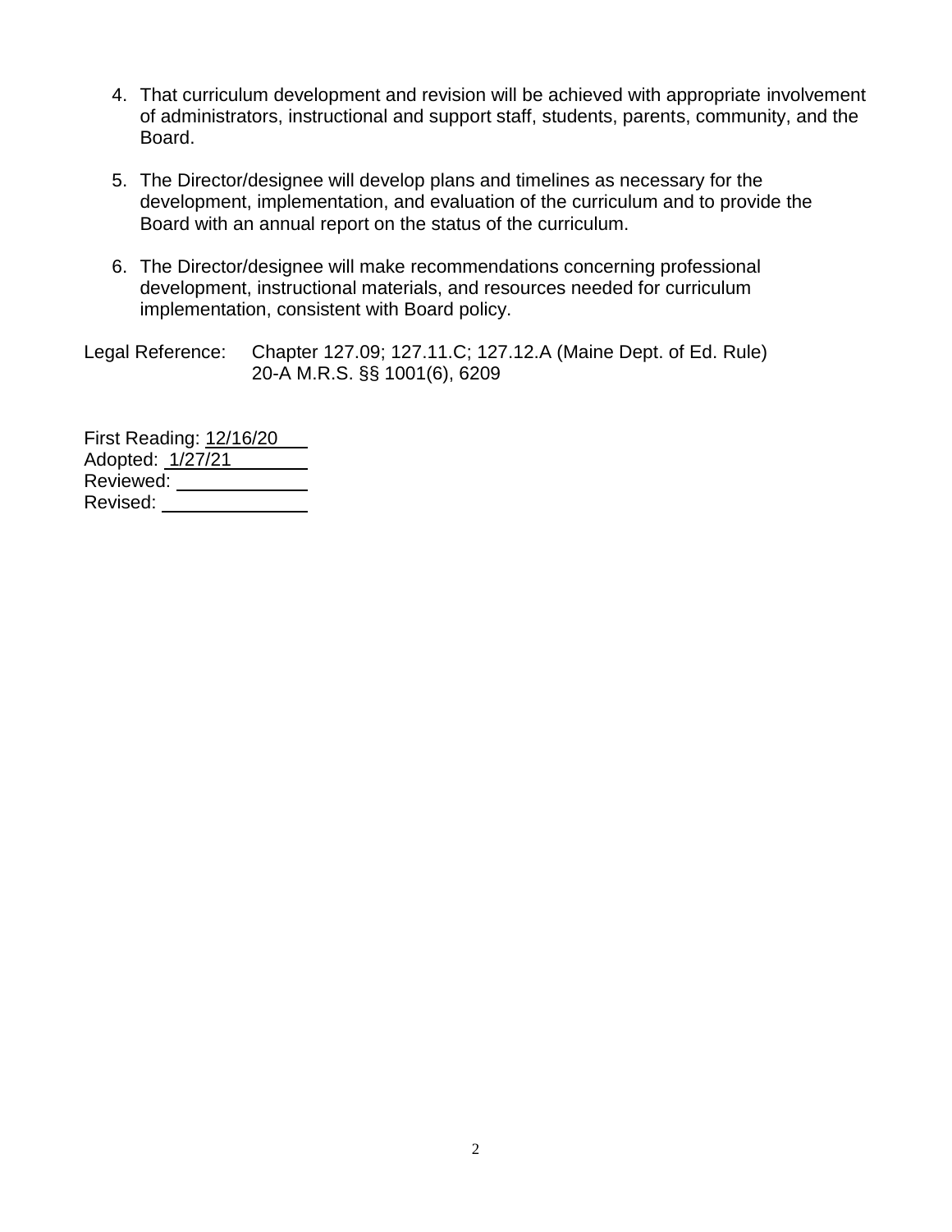4. That curriculum development and revision will be achieved with appropriate involvement of administrators, instructional and support staff, students, parents, community, and the Board.

5. The Director/designee will develop plans and timelines as necessary for the development, implementation, and evaluation of the curriculum and to provide the Board with an annual report on the status of the curriculum.

6. The Director/designee will make recommendations concerning professional development, instructional materials, and resources needed for curriculum implementation, consistent with Board policy.

Legal Reference: Chapter 127.09; 127.11.C; 127.12.A (Maine Dept. of Ed. Rule)
20-A M.R.S. §§ 1001(6), 6209

First Reading: 12/16/20
Adopted: 1/27/21
Reviewed: 
Revised: